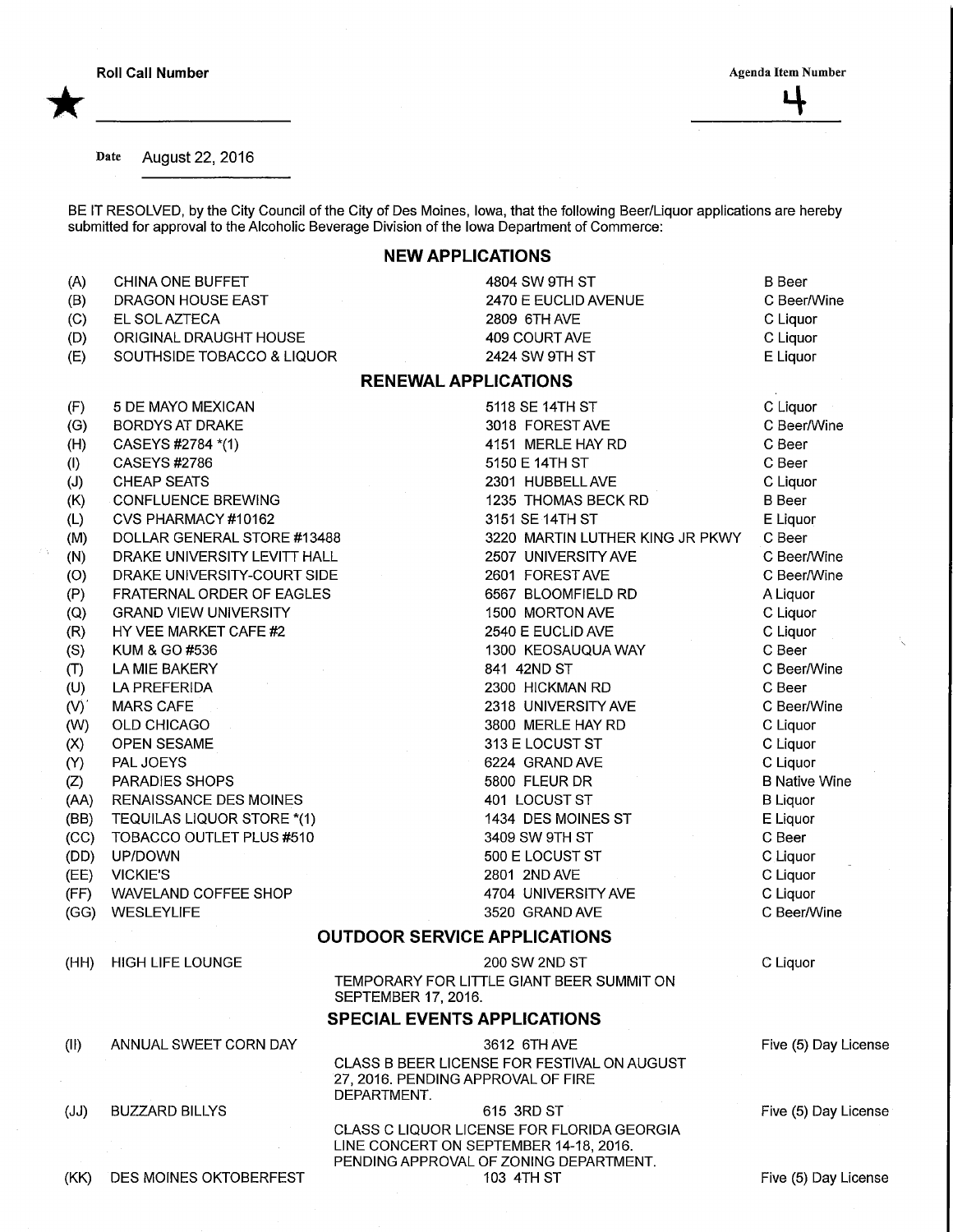Roll Call Number

★ \_\_\_\_\_\_\_\_\_\_\_\_\_\_\_\_\_\_

Agenda Item Number

4

Date August 22, 2016

BE IT RESOLVED, by the City Council of the City of Des Moines, Iowa, that the following Beer/Liquor applications are hereby submitted for approval to the Alcoholic Beverage Division of the Iowa Department of Commerce:

## NEW APPLICATIONS

| | | | |
|---|---|---|---|
| (A) | CHINA ONE BUFFET | 4804 SW 9TH ST | B Beer |
| (B) | DRAGON HOUSE EAST | 2470 E EUCLID AVENUE | C Beer/Wine |
| (C) | EL SOL AZTECA | 2809 6TH AVE | C Liquor |
| (D) | ORIGINAL DRAUGHT HOUSE | 409 COURT AVE | C Liquor |
| (E) | SOUTHSIDE TOBACCO & LIQUOR | 2424 SW 9TH ST | E Liquor |

## RENEWAL APPLICATIONS

| | | | |
|---|---|---|---|
| (F) | 5 DE MAYO MEXICAN | 5118 SE 14TH ST | C Liquor |
| (G) | BORDYS AT DRAKE | 3018 FOREST AVE | C Beer/Wine |
| (H) | CASEYS #2784 *(1) | 4151 MERLE HAY RD | C Beer |
| (I) | CASEYS #2786 | 5150 E 14TH ST | C Beer |
| (J) | CHEAP SEATS | 2301 HUBBELL AVE | C Liquor |
| (K) | CONFLUENCE BREWING | 1235 THOMAS BECK RD | B Beer |
| (L) | CVS PHARMACY #10162 | 3151 SE 14TH ST | E Liquor |
| (M) | DOLLAR GENERAL STORE #13488 | 3220 MARTIN LUTHER KING JR PKWY | C Beer |
| (N) | DRAKE UNIVERSITY LEVITT HALL | 2507 UNIVERSITY AVE | C Beer/Wine |
| (O) | DRAKE UNIVERSITY-COURT SIDE | 2601 FOREST AVE | C Beer/Wine |
| (P) | FRATERNAL ORDER OF EAGLES | 6567 BLOOMFIELD RD | A Liquor |
| (Q) | GRAND VIEW UNIVERSITY | 1500 MORTON AVE | C Liquor |
| (R) | HY VEE MARKET CAFE #2 | 2540 E EUCLID AVE | C Liquor |
| (S) | KUM & GO #536 | 1300 KEOSAUQUA WAY | C Beer |
| (T) | LA MIE BAKERY | 841 42ND ST | C Beer/Wine |
| (U) | LA PREFERIDA | 2300 HICKMAN RD | C Beer |
| (V) | MARS CAFE | 2318 UNIVERSITY AVE | C Beer/Wine |
| (W) | OLD CHICAGO | 3800 MERLE HAY RD | C Liquor |
| (X) | OPEN SESAME | 313 E LOCUST ST | C Liquor |
| (Y) | PAL JOEYS | 6224 GRAND AVE | C Liquor |
| (Z) | PARADIES SHOPS | 5800 FLEUR DR | B Native Wine |
| (AA) | RENAISSANCE DES MOINES | 401 LOCUST ST | B Liquor |
| (BB) | TEQUILAS LIQUOR STORE *(1) | 1434 DES MOINES ST | E Liquor |
| (CC) | TOBACCO OUTLET PLUS #510 | 3409 SW 9TH ST | C Beer |
| (DD) | UP/DOWN | 500 E LOCUST ST | C Liquor |
| (EE) | VICKIE'S | 2801 2ND AVE | C Liquor |
| (FF) | WAVELAND COFFEE SHOP | 4704 UNIVERSITY AVE | C Liquor |
| (GG) | WESLEYLIFE | 3520 GRAND AVE | C Beer/Wine |

## OUTDOOR SERVICE APPLICATIONS

| | | | |
|---|---|---|---|
| (HH) | HIGH LIFE LOUNGE | 200 SW 2ND ST<br>TEMPORARY FOR LITTLE GIANT BEER SUMMIT ON SEPTEMBER 17, 2016. | C Liquor |

## SPECIAL EVENTS APPLICATIONS

| | | | |
|---|---|---|---|
| (II) | ANNUAL SWEET CORN DAY | 3612 6TH AVE<br>CLASS B BEER LICENSE FOR FESTIVAL ON AUGUST 27, 2016. PENDING APPROVAL OF FIRE DEPARTMENT. | Five (5) Day License |
| (JJ) | BUZZARD BILLYS | 615 3RD ST<br>CLASS C LIQUOR LICENSE FOR FLORIDA GEORGIA LINE CONCERT ON SEPTEMBER 14-18, 2016. PENDING APPROVAL OF ZONING DEPARTMENT. | Five (5) Day License |
| (KK) | DES MOINES OKTOBERFEST | 103 4TH ST | Five (5) Day License |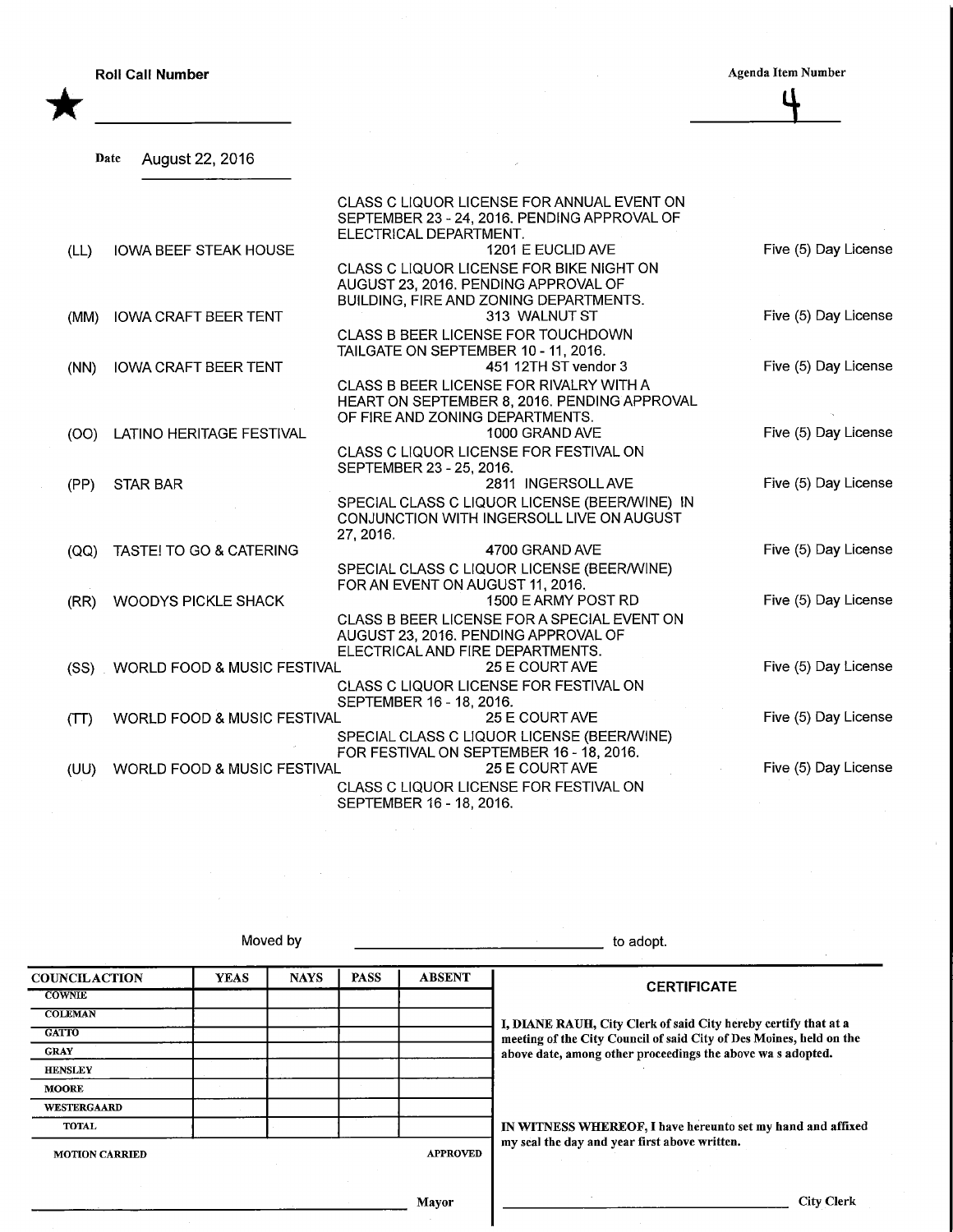Roll Call Number

★ ____________________

Agenda Item Number

4

Date August 22, 2016

CLASS C LIQUOR LICENSE FOR ANNUAL EVENT ON SEPTEMBER 23 - 24, 2016. PENDING APPROVAL OF ELECTRICAL DEPARTMENT.

| | | | |
|---|---|---|---|
| (LL) | IOWA BEEF STEAK HOUSE | 1201 E EUCLID AVE | Five (5) Day License |
| | | CLASS C LIQUOR LICENSE FOR BIKE NIGHT ON AUGUST 23, 2016. PENDING APPROVAL OF BUILDING, FIRE AND ZONING DEPARTMENTS. | |
| (MM) | IOWA CRAFT BEER TENT | 313 WALNUT ST | Five (5) Day License |
| | | CLASS B BEER LICENSE FOR TOUCHDOWN TAILGATE ON SEPTEMBER 10 - 11, 2016. | |
| (NN) | IOWA CRAFT BEER TENT | 451 12TH ST vendor 3 | Five (5) Day License |
| | | CLASS B BEER LICENSE FOR RIVALRY WITH A HEART ON SEPTEMBER 8, 2016. PENDING APPROVAL OF FIRE AND ZONING DEPARTMENTS. | |
| (OO) | LATINO HERITAGE FESTIVAL | 1000 GRAND AVE | Five (5) Day License |
| | | CLASS C LIQUOR LICENSE FOR FESTIVAL ON SEPTEMBER 23 - 25, 2016. | |
| (PP) | STAR BAR | 2811 INGERSOLL AVE | Five (5) Day License |
| | | SPECIAL CLASS C LIQUOR LICENSE (BEER/WINE) IN CONJUNCTION WITH INGERSOLL LIVE ON AUGUST 27, 2016. | |
| (QQ) | TASTE! TO GO & CATERING | 4700 GRAND AVE | Five (5) Day License |
| | | SPECIAL CLASS C LIQUOR LICENSE (BEER/WINE) FOR AN EVENT ON AUGUST 11, 2016. | |
| (RR) | WOODYS PICKLE SHACK | 1500 E ARMY POST RD | Five (5) Day License |
| | | CLASS B BEER LICENSE FOR A SPECIAL EVENT ON AUGUST 23, 2016. PENDING APPROVAL OF ELECTRICAL AND FIRE DEPARTMENTS. | |
| (SS) | WORLD FOOD & MUSIC FESTIVAL | 25 E COURT AVE | Five (5) Day License |
| | | CLASS C LIQUOR LICENSE FOR FESTIVAL ON SEPTEMBER 16 - 18, 2016. | |
| (TT) | WORLD FOOD & MUSIC FESTIVAL | 25 E COURT AVE | Five (5) Day License |
| | | SPECIAL CLASS C LIQUOR LICENSE (BEER/WINE) FOR FESTIVAL ON SEPTEMBER 16 - 18, 2016. | |
| (UU) | WORLD FOOD & MUSIC FESTIVAL | 25 E COURT AVE | Five (5) Day License |
| | | CLASS C LIQUOR LICENSE FOR FESTIVAL ON SEPTEMBER 16 - 18, 2016. | |

Moved by ______________________________ to adopt.

| COUNCIL ACTION | YEAS | NAYS | PASS | ABSENT |
|---|---|---|---|---|
| COWNIE | | | | |
| COLEMAN | | | | |
| GATTO | | | | |
| GRAY | | | | |
| HENSLEY | | | | |
| MOORE | | | | |
| WESTERGAARD | | | | |
| TOTAL | | | | |

MOTION CARRIED APPROVED

______________________________ Mayor

**CERTIFICATE**

**I, DIANE RAUH, City Clerk of said City hereby certify that at a meeting of the City Council of said City of Des Moines, held on the above date, among other proceedings the above wa s adopted.**

**IN WITNESS WHEREOF, I have hereunto set my hand and affixed my seal the day and year first above written.**

______________________________ City Clerk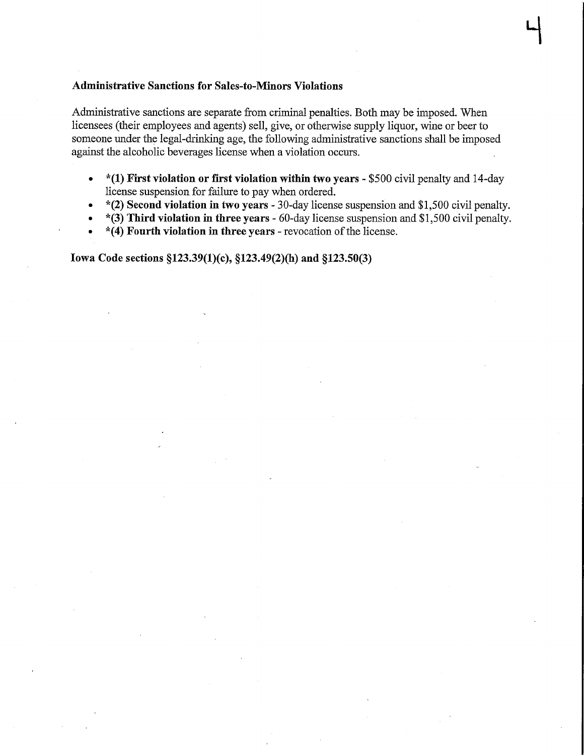**Administrative Sanctions for Sales-to-Minors Violations**

Administrative sanctions are separate from criminal penalties. Both may be imposed. When licensees (their employees and agents) sell, give, or otherwise supply liquor, wine or beer to someone under the legal-drinking age, the following administrative sanctions shall be imposed against the alcoholic beverages license when a violation occurs.

- ***(1) First violation or first violation within two years** - $500 civil penalty and 14-day license suspension for failure to pay when ordered.
- ***(2) Second violation in two years** - 30-day license suspension and $1,500 civil penalty.
- ***(3) Third violation in three years** - 60-day license suspension and $1,500 civil penalty.
- ***(4) Fourth violation in three years** - revocation of the license.

**Iowa Code sections §123.39(1)(c), §123.49(2)(h) and §123.50(3)**